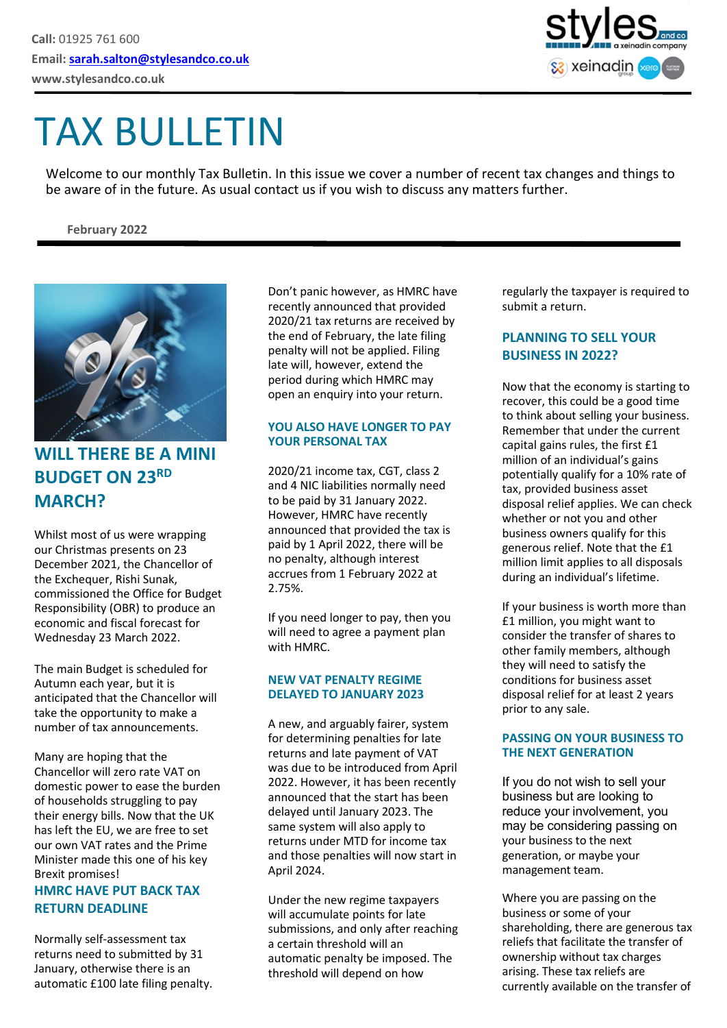Call: 01925 761 600
Email: sarah.salton@stylesandco.co.uk
www.stylesandco.co.uk

# TAX BULLETIN

Welcome to our monthly Tax Bulletin. In this issue we cover a number of recent tax changes and things to be aware of in the future. As usual contact us if you wish to discuss any matters further.

**February 2022**

## WILL THERE BE A MINI BUDGET ON 23RD MARCH?

Whilst most of us were wrapping our Christmas presents on 23 December 2021, the Chancellor of the Exchequer, Rishi Sunak, commissioned the Office for Budget Responsibility (OBR) to produce an economic and fiscal forecast for Wednesday 23 March 2022.

The main Budget is scheduled for Autumn each year, but it is anticipated that the Chancellor will take the opportunity to make a number of tax announcements.

Many are hoping that the Chancellor will zero rate VAT on domestic power to ease the burden of households struggling to pay their energy bills. Now that the UK has left the EU, we are free to set our own VAT rates and the Prime Minister made this one of his key Brexit promises!

## HMRC HAVE PUT BACK TAX RETURN DEADLINE

Normally self-assessment tax returns need to submitted by 31 January, otherwise there is an automatic £100 late filing penalty.

Don't panic however, as HMRC have recently announced that provided 2020/21 tax returns are received by the end of February, the late filing penalty will not be applied. Filing late will, however, extend the period during which HMRC may open an enquiry into your return.

## YOU ALSO HAVE LONGER TO PAY YOUR PERSONAL TAX

2020/21 income tax, CGT, class 2 and 4 NIC liabilities normally need to be paid by 31 January 2022. However, HMRC have recently announced that provided the tax is paid by 1 April 2022, there will be no penalty, although interest accrues from 1 February 2022 at 2.75%.

If you need longer to pay, then you will need to agree a payment plan with HMRC.

## NEW VAT PENALTY REGIME DELAYED TO JANUARY 2023

A new, and arguably fairer, system for determining penalties for late returns and late payment of VAT was due to be introduced from April 2022. However, it has been recently announced that the start has been delayed until January 2023. The same system will also apply to returns under MTD for income tax and those penalties will now start in April 2024.

Under the new regime taxpayers will accumulate points for late submissions, and only after reaching a certain threshold will an automatic penalty be imposed. The threshold will depend on how regularly the taxpayer is required to submit a return.

## PLANNING TO SELL YOUR BUSINESS IN 2022?

Now that the economy is starting to recover, this could be a good time to think about selling your business. Remember that under the current capital gains rules, the first £1 million of an individual's gains potentially qualify for a 10% rate of tax, provided business asset disposal relief applies. We can check whether or not you and other business owners qualify for this generous relief. Note that the £1 million limit applies to all disposals during an individual's lifetime.

If your business is worth more than £1 million, you might want to consider the transfer of shares to other family members, although they will need to satisfy the conditions for business asset disposal relief for at least 2 years prior to any sale.

## PASSING ON YOUR BUSINESS TO THE NEXT GENERATION

If you do not wish to sell your business but are looking to reduce your involvement, you may be considering passing on your business to the next generation, or maybe your management team.

Where you are passing on the business or some of your shareholding, there are generous tax reliefs that facilitate the transfer of ownership without tax charges arising. These tax reliefs are currently available on the transfer of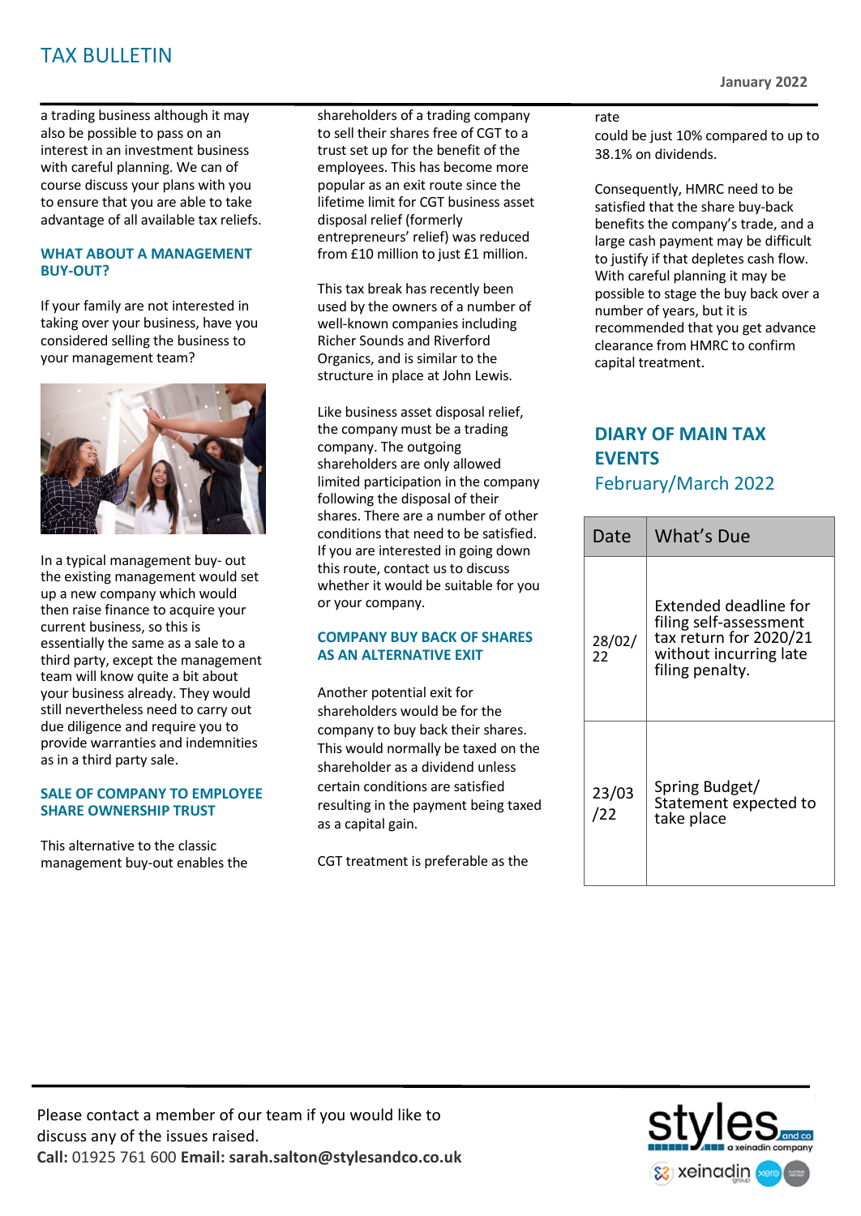a trading business although it may also be possible to pass on an interest in an investment business with careful planning. We can of course discuss your plans with you to ensure that you are able to take advantage of all available tax reliefs.

### WHAT ABOUT A MANAGEMENT BUY-OUT?

If your family are not interested in taking over your business, have you considered selling the business to your management team?

In a typical management buy- out the existing management would set up a new company which would then raise finance to acquire your current business, so this is essentially the same as a sale to a third party, except the management team will know quite a bit about your business already. They would still nevertheless need to carry out due diligence and require you to provide warranties and indemnities as in a third party sale.

### SALE OF COMPANY TO EMPLOYEE SHARE OWNERSHIP TRUST

This alternative to the classic management buy-out enables the shareholders of a trading company to sell their shares free of CGT to a trust set up for the benefit of the employees. This has become more popular as an exit route since the lifetime limit for CGT business asset disposal relief (formerly entrepreneurs' relief) was reduced from £10 million to just £1 million.

This tax break has recently been used by the owners of a number of well-known companies including Richer Sounds and Riverford Organics, and is similar to the structure in place at John Lewis.

Like business asset disposal relief, the company must be a trading company. The outgoing shareholders are only allowed limited participation in the company following the disposal of their shares. There are a number of other conditions that need to be satisfied. If you are interested in going down this route, contact us to discuss whether it would be suitable for you or your company.

### COMPANY BUY BACK OF SHARES AS AN ALTERNATIVE EXIT

Another potential exit for shareholders would be for the company to buy back their shares. This would normally be taxed on the shareholder as a dividend unless certain conditions are satisfied resulting in the payment being taxed as a capital gain.

CGT treatment is preferable as the rate could be just 10% compared to up to 38.1% on dividends.

Consequently, HMRC need to be satisfied that the share buy-back benefits the company's trade, and a large cash payment may be difficult to justify if that depletes cash flow. With careful planning it may be possible to stage the buy back over a number of years, but it is recommended that you get advance clearance from HMRC to confirm capital treatment.

## DIARY OF MAIN TAX EVENTS

### February/March 2022

| Date | What's Due |
|---|---|
| 28/02/22 | Extended deadline for filing self-assessment tax return for 2020/21 without incurring late filing penalty. |
| 23/03/22 | Spring Budget/ Statement expected to take place |

Please contact a member of our team if you would like to discuss any of the issues raised.
**Call:** 01925 761 600 **Email: sarah.salton@stylesandco.co.uk**